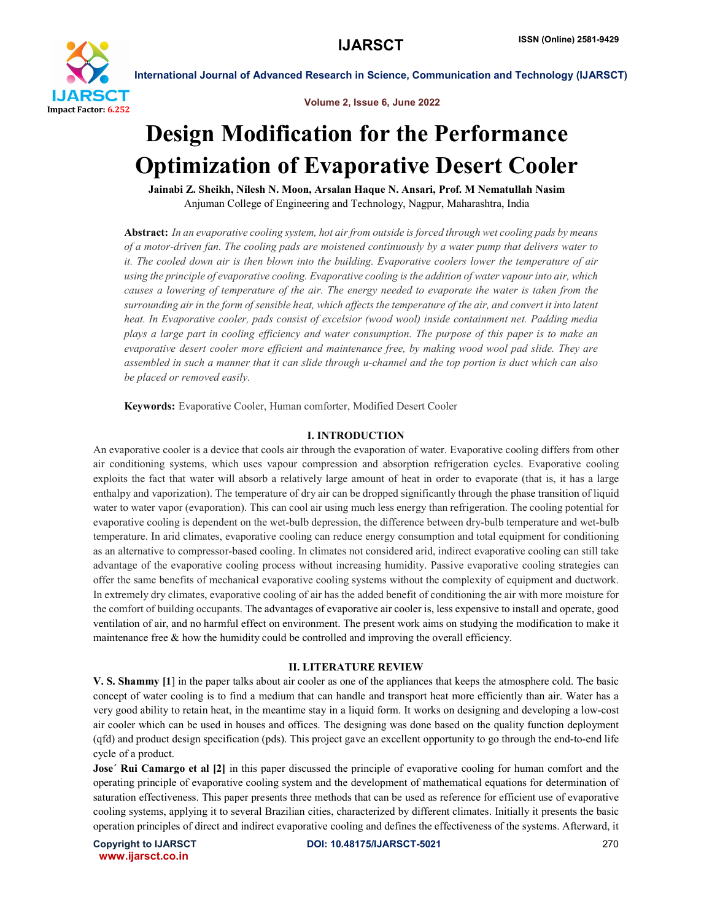# Design Modification for the Performance Optimization of Evaporative Desert Cooler

**Jainabi Z. Sheikh, Nilesh N. Moon, Arsalan Haque N. Ansari, Prof. M Nematullah Nasim**

Anjuman College of Engineering and Technology, Nagpur, Maharashtra, India

**Abstract:** *In an evaporative cooling system, hot air from outside is forced through wet cooling pads by means of a motor-driven fan. The cooling pads are moistened continuously by a water pump that delivers water to it. The cooled down air is then blown into the building. Evaporative coolers lower the temperature of air using the principle of evaporative cooling. Evaporative cooling is the addition of water vapour into air, which causes a lowering of temperature of the air. The energy needed to evaporate the water is taken from the surrounding air in the form of sensible heat, which affects the temperature of the air, and convert it into latent heat. In Evaporative cooler, pads consist of excelsior (wood wool) inside containment net. Padding media plays a large part in cooling efficiency and water consumption. The purpose of this paper is to make an evaporative desert cooler more efficient and maintenance free, by making wood wool pad slide. They are assembled in such a manner that it can slide through u-channel and the top portion is duct which can also be placed or removed easily.*

**Keywords:** Evaporative Cooler, Human comforter, Modified Desert Cooler

## I. INTRODUCTION

An evaporative cooler is a device that cools air through the evaporation of water. Evaporative cooling differs from other air conditioning systems, which uses vapour compression and absorption refrigeration cycles. Evaporative cooling exploits the fact that water will absorb a relatively large amount of heat in order to evaporate (that is, it has a large enthalpy and vaporization). The temperature of dry air can be dropped significantly through the phase transition of liquid water to water vapor (evaporation). This can cool air using much less energy than refrigeration. The cooling potential for evaporative cooling is dependent on the wet-bulb depression, the difference between dry-bulb temperature and wet-bulb temperature. In arid climates, evaporative cooling can reduce energy consumption and total equipment for conditioning as an alternative to compressor-based cooling. In climates not considered arid, indirect evaporative cooling can still take advantage of the evaporative cooling process without increasing humidity. Passive evaporative cooling strategies can offer the same benefits of mechanical evaporative cooling systems without the complexity of equipment and ductwork. In extremely dry climates, evaporative cooling of air has the added benefit of conditioning the air with more moisture for the comfort of building occupants. The advantages of evaporative air cooler is, less expensive to install and operate, good ventilation of air, and no harmful effect on environment. The present work aims on studying the modification to make it maintenance free & how the humidity could be controlled and improving the overall efficiency.

## II. LITERATURE REVIEW

**V. S. Shammy [1**] in the paper talks about air cooler as one of the appliances that keeps the atmosphere cold. The basic concept of water cooling is to find a medium that can handle and transport heat more efficiently than air. Water has a very good ability to retain heat, in the meantime stay in a liquid form. It works on designing and developing a low-cost air cooler which can be used in houses and offices. The designing was done based on the quality function deployment (qfd) and product design specification (pds). This project gave an excellent opportunity to go through the end-to-end life cycle of a product.

**Jose´ Rui Camargo et al [2]** in this paper discussed the principle of evaporative cooling for human comfort and the operating principle of evaporative cooling system and the development of mathematical equations for determination of saturation effectiveness. This paper presents three methods that can be used as reference for efficient use of evaporative cooling systems, applying it to several Brazilian cities, characterized by different climates. Initially it presents the basic operation principles of direct and indirect evaporative cooling and defines the effectiveness of the systems. Afterward, it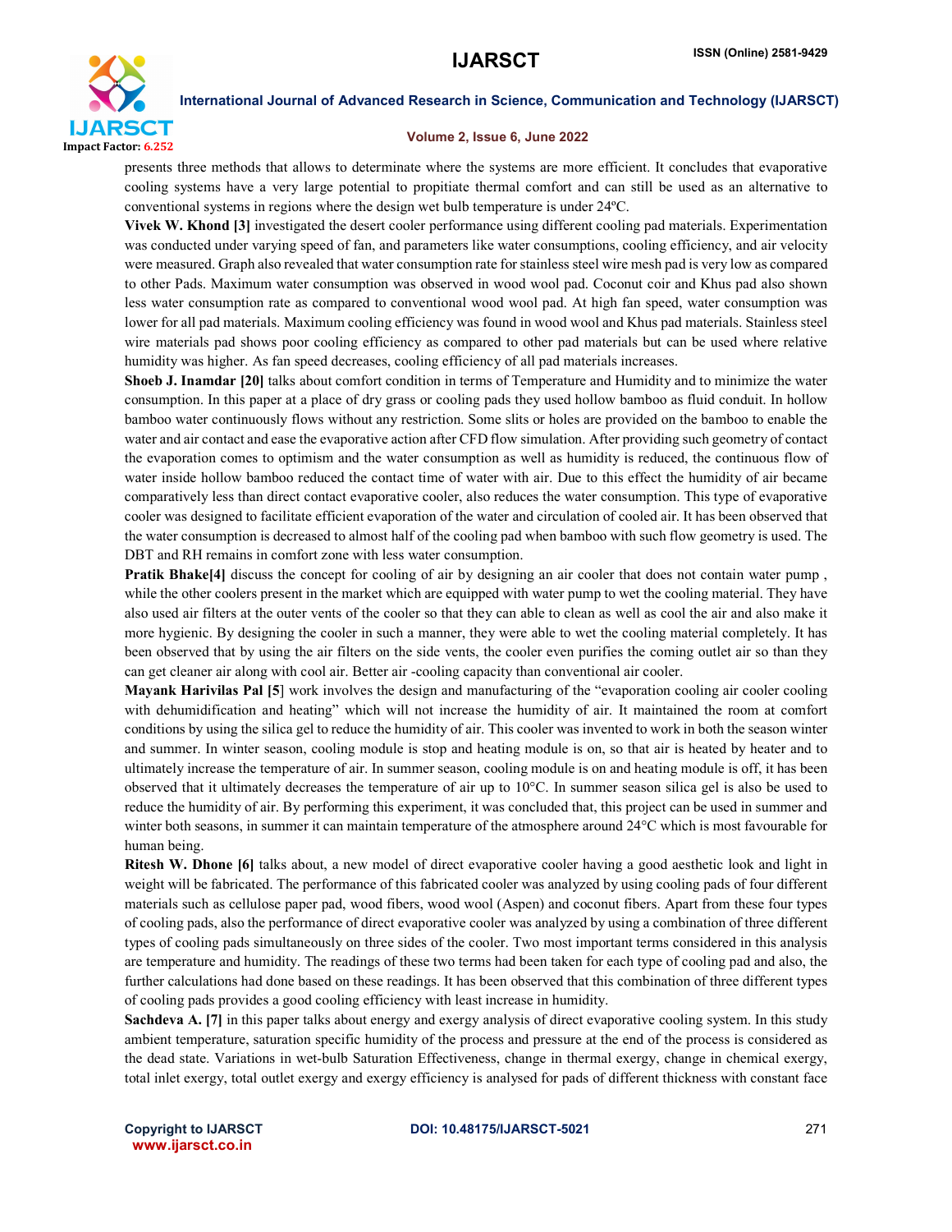presents three methods that allows to determinate where the systems are more efficient. It concludes that evaporative cooling systems have a very large potential to propitiate thermal comfort and can still be used as an alternative to conventional systems in regions where the design wet bulb temperature is under 24ºC.

**Vivek W. Khond [3]** investigated the desert cooler performance using different cooling pad materials. Experimentation was conducted under varying speed of fan, and parameters like water consumptions, cooling efficiency, and air velocity were measured. Graph also revealed that water consumption rate for stainless steel wire mesh pad is very low as compared to other Pads. Maximum water consumption was observed in wood wool pad. Coconut coir and Khus pad also shown less water consumption rate as compared to conventional wood wool pad. At high fan speed, water consumption was lower for all pad materials. Maximum cooling efficiency was found in wood wool and Khus pad materials. Stainless steel wire materials pad shows poor cooling efficiency as compared to other pad materials but can be used where relative humidity was higher. As fan speed decreases, cooling efficiency of all pad materials increases.

**Shoeb J. Inamdar [20]** talks about comfort condition in terms of Temperature and Humidity and to minimize the water consumption. In this paper at a place of dry grass or cooling pads they used hollow bamboo as fluid conduit. In hollow bamboo water continuously flows without any restriction. Some slits or holes are provided on the bamboo to enable the water and air contact and ease the evaporative action after CFD flow simulation. After providing such geometry of contact the evaporation comes to optimism and the water consumption as well as humidity is reduced, the continuous flow of water inside hollow bamboo reduced the contact time of water with air. Due to this effect the humidity of air became comparatively less than direct contact evaporative cooler, also reduces the water consumption. This type of evaporative cooler was designed to facilitate efficient evaporation of the water and circulation of cooled air. It has been observed that the water consumption is decreased to almost half of the cooling pad when bamboo with such flow geometry is used. The DBT and RH remains in comfort zone with less water consumption.

**Pratik Bhake[4]** discuss the concept for cooling of air by designing an air cooler that does not contain water pump , while the other coolers present in the market which are equipped with water pump to wet the cooling material. They have also used air filters at the outer vents of the cooler so that they can able to clean as well as cool the air and also make it more hygienic. By designing the cooler in such a manner, they were able to wet the cooling material completely. It has been observed that by using the air filters on the side vents, the cooler even purifies the coming outlet air so than they can get cleaner air along with cool air. Better air -cooling capacity than conventional air cooler.

**Mayank Harivilas Pal [5]** work involves the design and manufacturing of the "evaporation cooling air cooler cooling with dehumidification and heating" which will not increase the humidity of air. It maintained the room at comfort conditions by using the silica gel to reduce the humidity of air. This cooler was invented to work in both the season winter and summer. In winter season, cooling module is stop and heating module is on, so that air is heated by heater and to ultimately increase the temperature of air. In summer season, cooling module is on and heating module is off, it has been observed that it ultimately decreases the temperature of air up to 10°C. In summer season silica gel is also be used to reduce the humidity of air. By performing this experiment, it was concluded that, this project can be used in summer and winter both seasons, in summer it can maintain temperature of the atmosphere around 24°C which is most favourable for human being.

**Ritesh W. Dhone [6]** talks about, a new model of direct evaporative cooler having a good aesthetic look and light in weight will be fabricated. The performance of this fabricated cooler was analyzed by using cooling pads of four different materials such as cellulose paper pad, wood fibers, wood wool (Aspen) and coconut fibers. Apart from these four types of cooling pads, also the performance of direct evaporative cooler was analyzed by using a combination of three different types of cooling pads simultaneously on three sides of the cooler. Two most important terms considered in this analysis are temperature and humidity. The readings of these two terms had been taken for each type of cooling pad and also, the further calculations had done based on these readings. It has been observed that this combination of three different types of cooling pads provides a good cooling efficiency with least increase in humidity.

**Sachdeva A. [7]** in this paper talks about energy and exergy analysis of direct evaporative cooling system. In this study ambient temperature, saturation specific humidity of the process and pressure at the end of the process is considered as the dead state. Variations in wet-bulb Saturation Effectiveness, change in thermal exergy, change in chemical exergy, total inlet exergy, total outlet exergy and exergy efficiency is analysed for pads of different thickness with constant face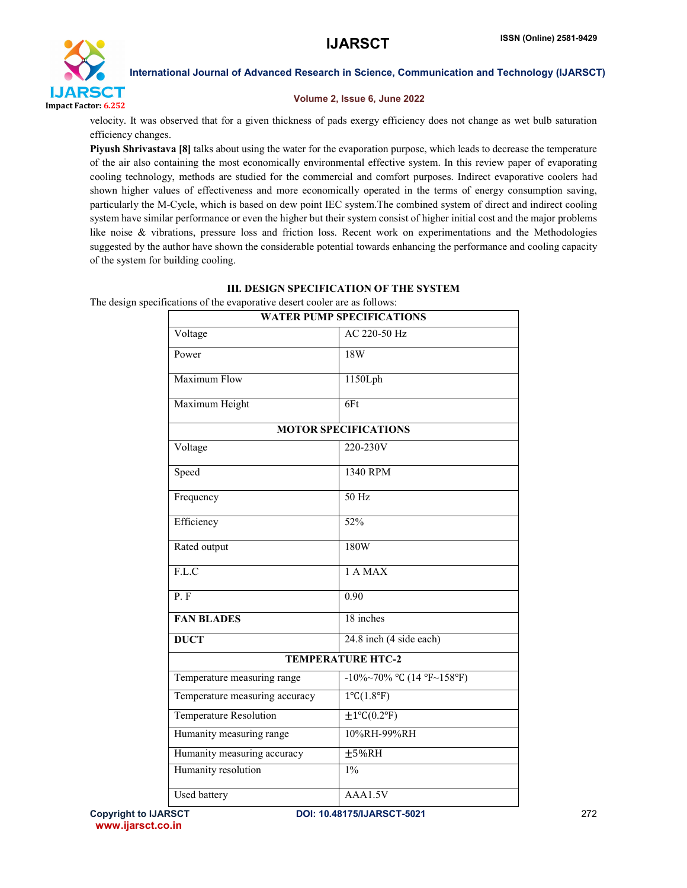velocity. It was observed that for a given thickness of pads exergy efficiency does not change as wet bulb saturation efficiency changes.

**Piyush Shrivastava [8]** talks about using the water for the evaporation purpose, which leads to decrease the temperature of the air also containing the most economically environmental effective system. In this review paper of evaporating cooling technology, methods are studied for the commercial and comfort purposes. Indirect evaporative coolers had shown higher values of effectiveness and more economically operated in the terms of energy consumption saving, particularly the M-Cycle, which is based on dew point IEC system.The combined system of direct and indirect cooling system have similar performance or even the higher but their system consist of higher initial cost and the major problems like noise & vibrations, pressure loss and friction loss. Recent work on experimentations and the Methodologies suggested by the author have shown the considerable potential towards enhancing the performance and cooling capacity of the system for building cooling.

## III. DESIGN SPECIFICATION OF THE SYSTEM

The design specifications of the evaporative desert cooler are as follows:

| WATER PUMP SPECIFICATIONS | |
|---|---|
| Voltage | AC 220-50 Hz |
| Power | 18W |
| Maximum Flow | 1150Lph |
| Maximum Height | 6Ft |
| **MOTOR SPECIFICATIONS** | |
| Voltage | 220-230V |
| Speed | 1340 RPM |
| Frequency | 50 Hz |
| Efficiency | 52% |
| Rated output | 180W |
| F.L.C | 1 A MAX |
| P. F | 0.90 |
| **FAN BLADES** | 18 inches |
| **DUCT** | 24.8 inch (4 side each) |
| **TEMPERATURE HTC-2** | |
| Temperature measuring range | -10%~70% ℃ (14 ℉~158℉) |
| Temperature measuring accuracy | 1℃(1.8℉) |
| Temperature Resolution | ±1℃(0.2℉) |
| Humanity measuring range | 10%RH-99%RH |
| Humanity measuring accuracy | ±5%RH |
| Humanity resolution | 1% |
| Used battery | AAA1.5V |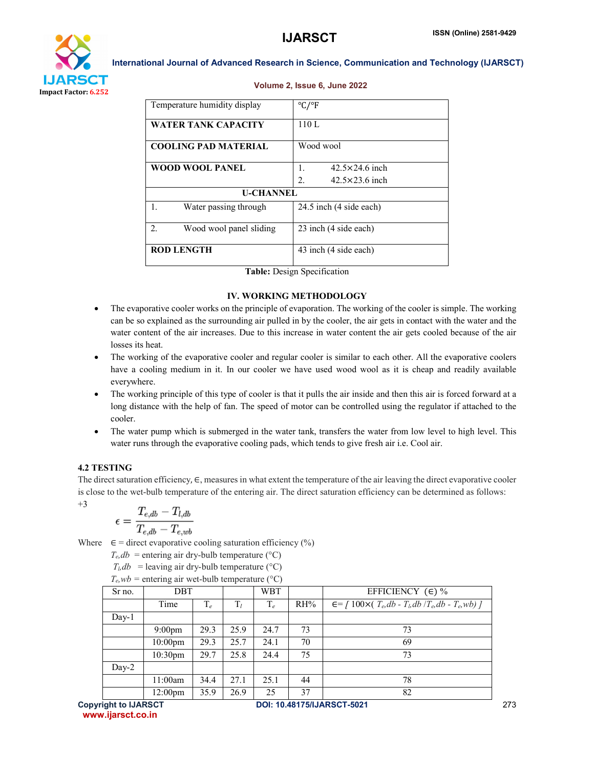| Temperature humidity display | °C/°F |
|---|---|
| **WATER TANK CAPACITY** | 110 L |
| **COOLING PAD MATERIAL** | Wood wool |
| **WOOD WOOL PANEL** | 1. 42.5×24.6 inch<br>2. 42.5×23.6 inch |
| **U-CHANNEL** | |
| 1. Water passing through | 24.5 inch (4 side each) |
| 2. Wood wool panel sliding | 23 inch (4 side each) |
| **ROD LENGTH** | 43 inch (4 side each) |

**Table:** Design Specification

## IV. WORKING METHODOLOGY

- The evaporative cooler works on the principle of evaporation. The working of the cooler is simple. The working can be so explained as the surrounding air pulled in by the cooler, the air gets in contact with the water and the water content of the air increases. Due to this increase in water content the air gets cooled because of the air losses its heat.
- The working of the evaporative cooler and regular cooler is similar to each other. All the evaporative coolers have a cooling medium in it. In our cooler we have used wood wool as it is cheap and readily available everywhere.
- The working principle of this type of cooler is that it pulls the air inside and then this air is forced forward at a long distance with the help of fan. The speed of motor can be controlled using the regulator if attached to the cooler.
- The water pump which is submerged in the water tank, transfers the water from low level to high level. This water runs through the evaporative cooling pads, which tends to give fresh air i.e. Cool air.

### 4.2 TESTING

The direct saturation efficiency, ∈, measures in what extent the temperature of the air leaving the direct evaporative cooler is close to the wet-bulb temperature of the entering air. The direct saturation efficiency can be determined as follows: +3

$$\epsilon = \frac{T_{e,db} - T_{l,db}}{T_{e,db} - T_{e,wb}}$$

Where ∈ = direct evaporative cooling saturation efficiency (%)

$T_{e,db}$ = entering air dry-bulb temperature (°C)

$T_{l,db}$ = leaving air dry-bulb temperature (°C)

$T_{e,wb}$ = entering air wet-bulb temperature (°C)

| Sr no. | DBT | | | WBT | | EFFICIENCY (∈) % |
|---|---|---|---|---|---|---|
| | Time | $T_e$ | $T_l$ | $T_e$ | RH% | ∈= [ 100×( $T_{e,db}$ - $T_{l,db}$ / $T_{e,db}$ - $T_{e,wb}$) ] |
| Day-1 | | | | | | |
| | 9:00pm | 29.3 | 25.9 | 24.7 | 73 | 73 |
| | 10:00pm | 29.3 | 25.7 | 24.1 | 70 | 69 |
| | 10:30pm | 29.7 | 25.8 | 24.4 | 75 | 73 |
| Day-2 | | | | | | |
| | 11:00am | 34.4 | 27.1 | 25.1 | 44 | 78 |
| | 12:00pm | 35.9 | 26.9 | 25 | 37 | 82 |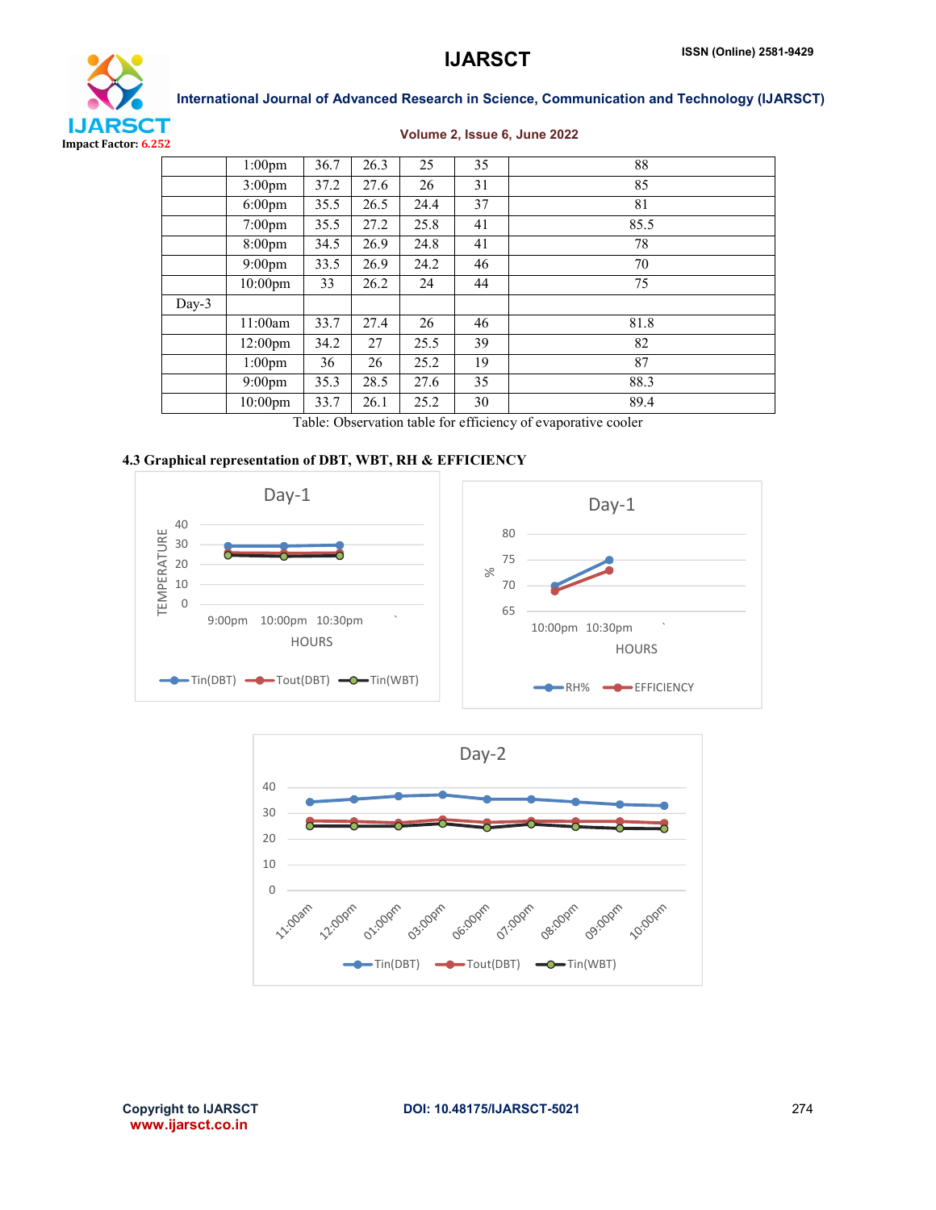| | | | | | | |
|---|---|---|---|---|---|---|
| | 1:00pm | 36.7 | 26.3 | 25 | 35 | 88 |
| | 3:00pm | 37.2 | 27.6 | 26 | 31 | 85 |
| | 6:00pm | 35.5 | 26.5 | 24.4 | 37 | 81 |
| | 7:00pm | 35.5 | 27.2 | 25.8 | 41 | 85.5 |
| | 8:00pm | 34.5 | 26.9 | 24.8 | 41 | 78 |
| | 9:00pm | 33.5 | 26.9 | 24.2 | 46 | 70 |
| | 10:00pm | 33 | 26.2 | 24 | 44 | 75 |
| Day-3 | | | | | | |
| | 11:00am | 33.7 | 27.4 | 26 | 46 | 81.8 |
| | 12:00pm | 34.2 | 27 | 25.5 | 39 | 82 |
| | 1:00pm | 36 | 26 | 25.2 | 19 | 87 |
| | 9:00pm | 35.3 | 28.5 | 27.6 | 35 | 88.3 |
| | 10:00pm | 33.7 | 26.1 | 25.2 | 30 | 89.4 |

Table: Observation table for efficiency of evaporative cooler

### 4.3 Graphical representation of DBT, WBT, RH & EFFICIENCY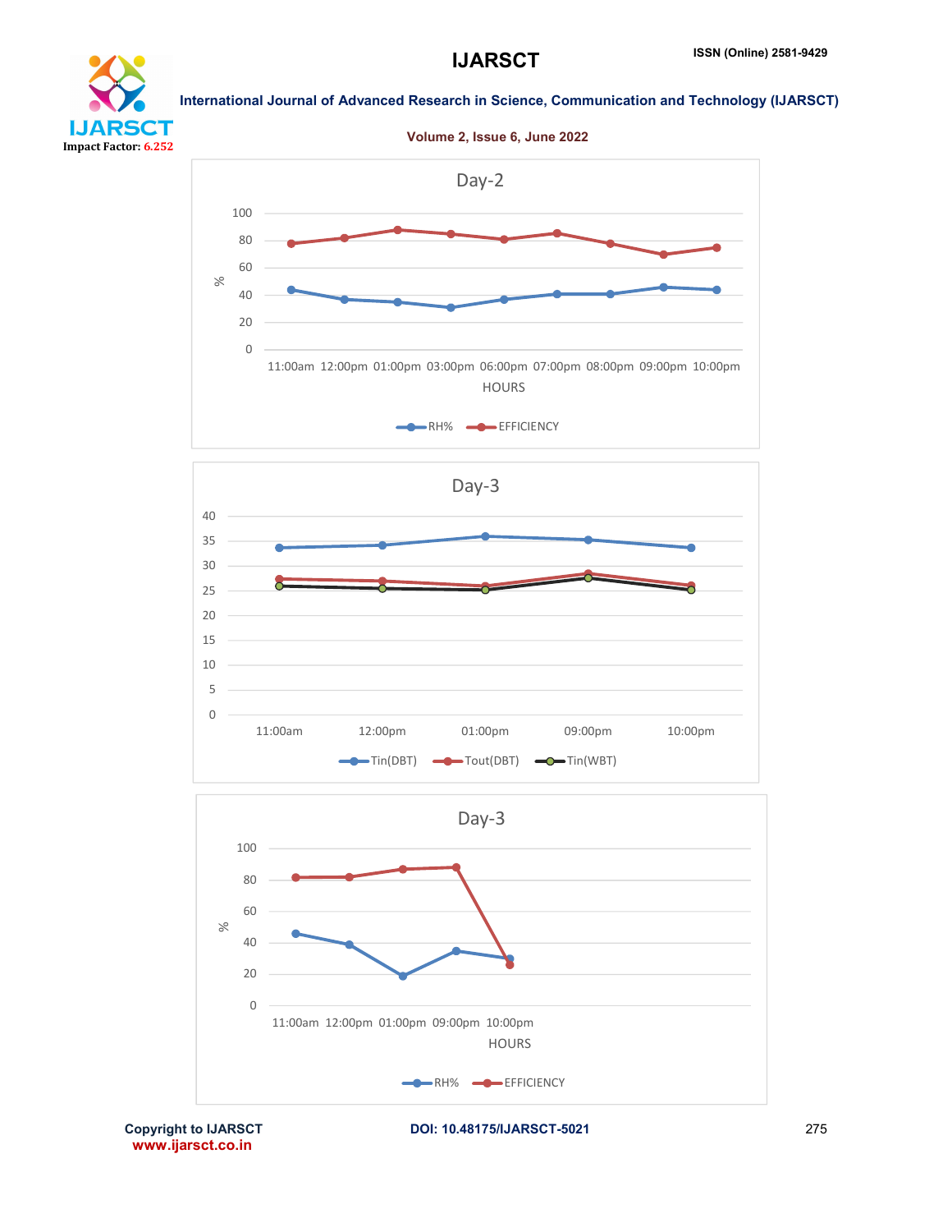Day-2

Day-3

Day-3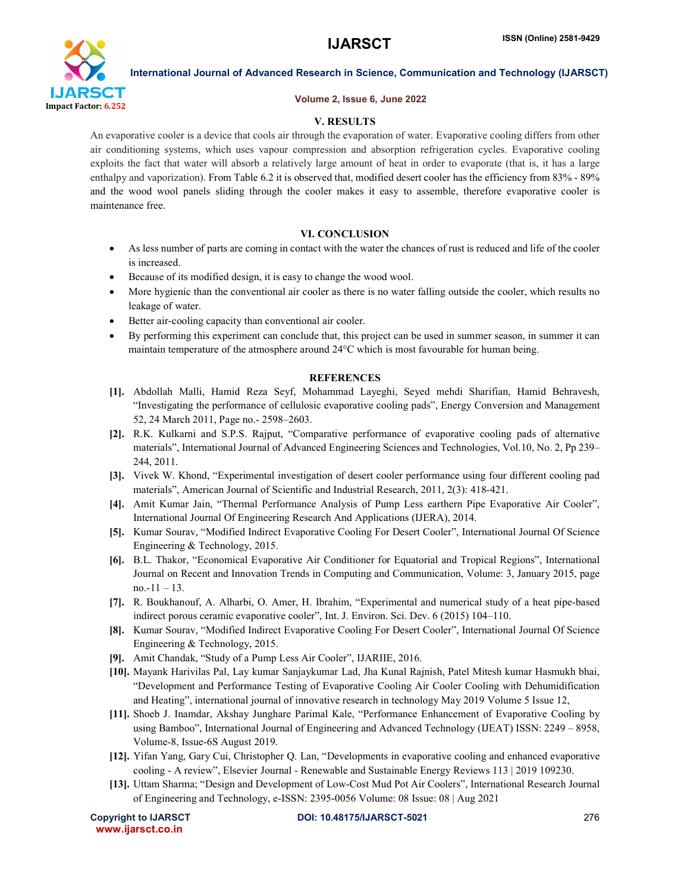## V. RESULTS

An evaporative cooler is a device that cools air through the evaporation of water. Evaporative cooling differs from other air conditioning systems, which uses vapour compression and absorption refrigeration cycles. Evaporative cooling exploits the fact that water will absorb a relatively large amount of heat in order to evaporate (that is, it has a large enthalpy and vaporization). From Table 6.2 it is observed that, modified desert cooler has the efficiency from 83% - 89% and the wood wool panels sliding through the cooler makes it easy to assemble, therefore evaporative cooler is maintenance free.

## VI. CONCLUSION

- As less number of parts are coming in contact with the water the chances of rust is reduced and life of the cooler is increased.
- Because of its modified design, it is easy to change the wood wool.
- More hygienic than the conventional air cooler as there is no water falling outside the cooler, which results no leakage of water.
- Better air-cooling capacity than conventional air cooler.
- By performing this experiment can conclude that, this project can be used in summer season, in summer it can maintain temperature of the atmosphere around 24°C which is most favourable for human being.

## REFERENCES

[1]. Abdollah Malli, Hamid Reza Seyf, Mohammad Layeghi, Seyed mehdi Sharifian, Hamid Behravesh, "Investigating the performance of cellulosic evaporative cooling pads", Energy Conversion and Management 52, 24 March 2011, Page no.- 2598–2603.

[2]. R.K. Kulkarni and S.P.S. Rajput, "Comparative performance of evaporative cooling pads of alternative materials", International Journal of Advanced Engineering Sciences and Technologies, Vol.10, No. 2, Pp 239–244, 2011.

[3]. Vivek W. Khond, "Experimental investigation of desert cooler performance using four different cooling pad materials", American Journal of Scientific and Industrial Research, 2011, 2(3): 418-421.

[4]. Amit Kumar Jain, "Thermal Performance Analysis of Pump Less earthern Pipe Evaporative Air Cooler", International Journal Of Engineering Research And Applications (IJERA), 2014.

[5]. Kumar Sourav, "Modified Indirect Evaporative Cooling For Desert Cooler", International Journal Of Science Engineering & Technology, 2015.

[6]. B.L. Thakor, "Economical Evaporative Air Conditioner for Equatorial and Tropical Regions", International Journal on Recent and Innovation Trends in Computing and Communication, Volume: 3, January 2015, page no.-11 – 13.

[7]. R. Boukhanouf, A. Alharbi, O. Amer, H. Ibrahim, "Experimental and numerical study of a heat pipe-based indirect porous ceramic evaporative cooler", Int. J. Environ. Sci. Dev. 6 (2015) 104–110.

[8]. Kumar Sourav, "Modified Indirect Evaporative Cooling For Desert Cooler", International Journal Of Science Engineering & Technology, 2015.

[9]. Amit Chandak, "Study of a Pump Less Air Cooler", IJARIIE, 2016.

[10]. Mayank Harivilas Pal, Lay kumar Sanjaykumar Lad, Jha Kunal Rajnish, Patel Mitesh kumar Hasmukh bhai, "Development and Performance Testing of Evaporative Cooling Air Cooler Cooling with Dehumidification and Heating", international journal of innovative research in technology May 2019 Volume 5 Issue 12,

[11]. Shoeb J. Inamdar, Akshay Junghare Parimal Kale, "Performance Enhancement of Evaporative Cooling by using Bamboo", International Journal of Engineering and Advanced Technology (IJEAT) ISSN: 2249 – 8958, Volume-8, Issue-6S August 2019.

[12]. Yifan Yang, Gary Cui, Christopher Q. Lan, "Developments in evaporative cooling and enhanced evaporative cooling - A review", Elsevier Journal - Renewable and Sustainable Energy Reviews 113 | 2019 109230.

[13]. Uttam Sharma; "Design and Development of Low-Cost Mud Pot Air Coolers", International Research Journal of Engineering and Technology, e-ISSN: 2395-0056 Volume: 08 Issue: 08 | Aug 2021